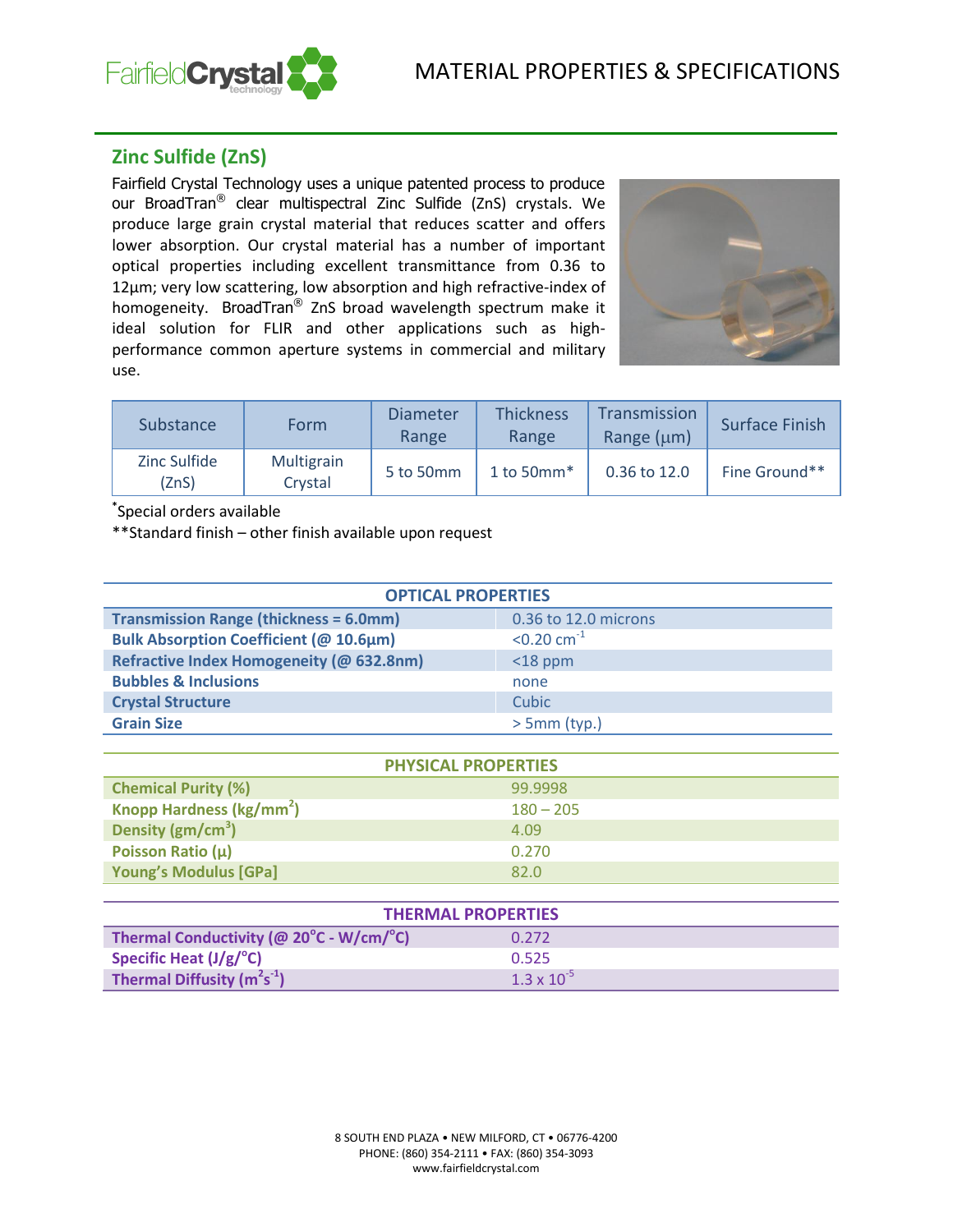# MATERIAL PROPERTIES & SPECIFICATIONS

## Zinc Sulfide (ZnS)

Fairfield Crystal Technology uses a unique patented process to produce our BroadTran® clear multispectral Zinc Sulfide (ZnS) crystals. We produce large grain crystal material that reduces scatter and offers lower absorption. Our crystal material has a number of important optical properties including excellent transmittance from 0.36 to 12µm; very low scattering, low absorption and high refractive-index of homogeneity. BroadTran® ZnS broad wavelength spectrum make it ideal solution for FLIR and other applications such as high-performance common aperture systems in commercial and military use.

| Substance | Form | Diameter Range | Thickness Range | Transmission Range (µm) | Surface Finish |
|---|---|---|---|---|---|
| Zinc Sulfide (ZnS) | Multigrain Crystal | 5 to 50mm | 1 to 50mm* | 0.36 to 12.0 | Fine Ground** |

*Special orders available

**Standard finish – other finish available upon request

| OPTICAL PROPERTIES | |
|---|---|
| **Transmission Range (thickness = 6.0mm)** | 0.36 to 12.0 microns |
| **Bulk Absorption Coefficient (@ 10.6µm)** | <0.20 $cm^{-1}$ |
| **Refractive Index Homogeneity (@ 632.8nm)** | <18 ppm |
| **Bubbles & Inclusions** | none |
| **Crystal Structure** | Cubic |
| **Grain Size** | > 5mm (typ.) |

| PHYSICAL PROPERTIES | |
|---|---|
| **Chemical Purity (%)** | 99.9998 |
| **Knopp Hardness ($kg/mm^2$)** | 180 – 205 |
| **Density ($gm/cm^3$)** | 4.09 |
| **Poisson Ratio (µ)** | 0.270 |
| **Young's Modulus [GPa]** | 82.0 |

| THERMAL PROPERTIES | |
|---|---|
| **Thermal Conductivity (@ 20°C - W/cm/°C)** | 0.272 |
| **Specific Heat (J/g/°C)** | 0.525 |
| **Thermal Diffusity ($m^2s^{-1}$)** | $1.3 \times 10^{-5}$ |

8 SOUTH END PLAZA • NEW MILFORD, CT • 06776-4200
PHONE: (860) 354-2111 • FAX: (860) 354-3093
www.fairfieldcrystal.com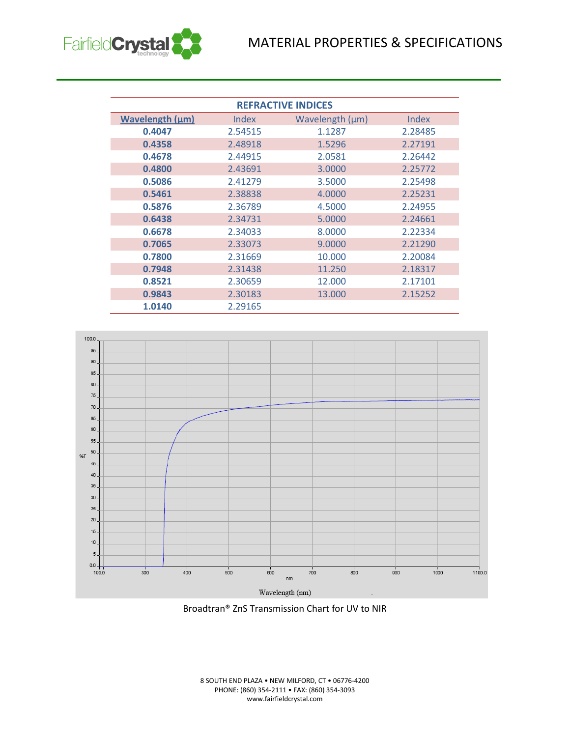## REFRACTIVE INDICES

| Wavelength (µm) | Index | Wavelength (µm) | Index |
|---|---|---|---|
| **0.4047** | 2.54515 | 1.1287 | 2.28485 |
| **0.4358** | 2.48918 | 1.5296 | 2.27191 |
| **0.4678** | 2.44915 | 2.0581 | 2.26442 |
| **0.4800** | 2.43691 | 3.0000 | 2.25772 |
| **0.5086** | 2.41279 | 3.5000 | 2.25498 |
| **0.5461** | 2.38838 | 4.0000 | 2.25231 |
| **0.5876** | 2.36789 | 4.5000 | 2.24955 |
| **0.6438** | 2.34731 | 5.0000 | 2.24661 |
| **0.6678** | 2.34033 | 8.0000 | 2.22334 |
| **0.7065** | 2.33073 | 9.0000 | 2.21290 |
| **0.7800** | 2.31669 | 10.000 | 2.20084 |
| **0.7948** | 2.31438 | 11.250 | 2.18317 |
| **0.8521** | 2.30659 | 12.000 | 2.17101 |
| **0.9843** | 2.30183 | 13.000 | 2.15252 |
| **1.0140** | 2.29165 | | |

Broadtran® ZnS Transmission Chart for UV to NIR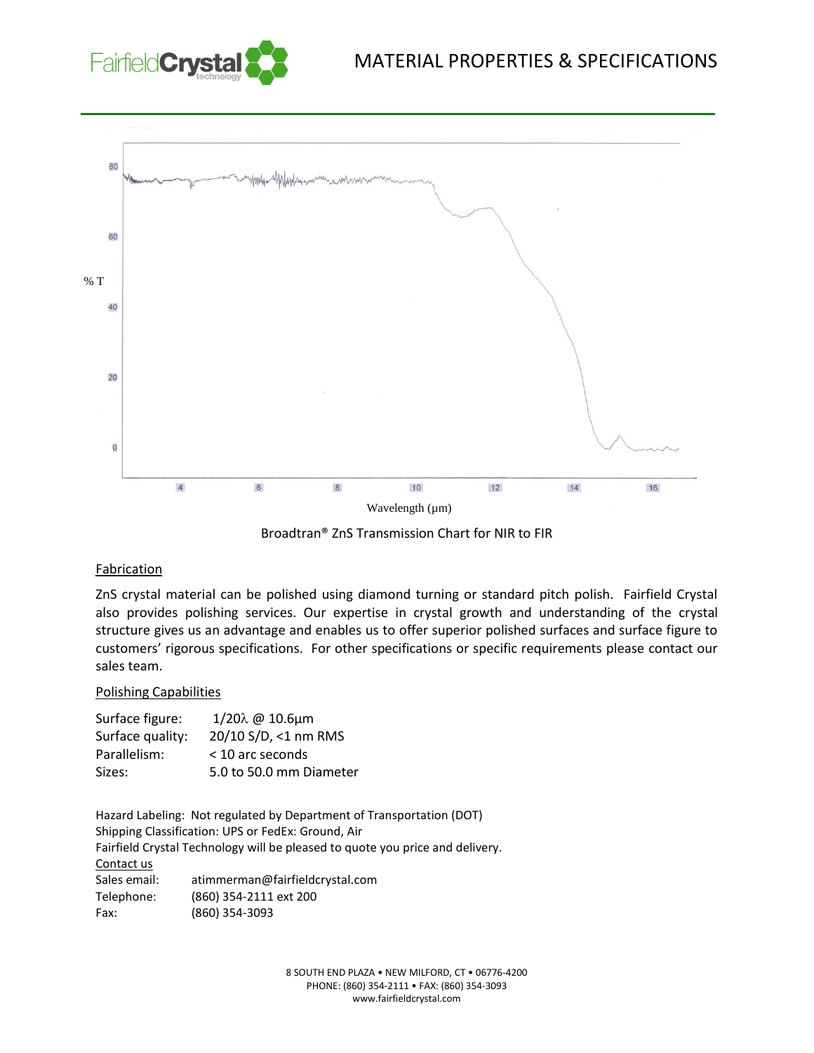MATERIAL PROPERTIES & SPECIFICATIONS

80

60

% T

40

20

0

4 6 8 10 12 14 16

Wavelength (µm)

Broadtran® ZnS Transmission Chart for NIR to FIR

## Fabrication

ZnS crystal material can be polished using diamond turning or standard pitch polish. Fairfield Crystal also provides polishing services. Our expertise in crystal growth and understanding of the crystal structure gives us an advantage and enables us to offer superior polished surfaces and surface figure to customers' rigorous specifications. For other specifications or specific requirements please contact our sales team.

## Polishing Capabilities

| | |
|---|---|
| Surface figure: | 1/20λ @ 10.6µm |
| Surface quality: | 20/10 S/D, <1 nm RMS |
| Parallelism: | < 10 arc seconds |
| Sizes: | 5.0 to 50.0 mm Diameter |

Hazard Labeling: Not regulated by Department of Transportation (DOT)
Shipping Classification: UPS or FedEx: Ground, Air
Fairfield Crystal Technology will be pleased to quote you price and delivery.

Contact us

| | |
|---|---|
| Sales email: | atimmerman@fairfieldcrystal.com |
| Telephone: | (860) 354-2111 ext 200 |
| Fax: | (860) 354-3093 |

8 SOUTH END PLAZA • NEW MILFORD, CT • 06776-4200
PHONE: (860) 354-2111 • FAX: (860) 354-3093
www.fairfieldcrystal.com